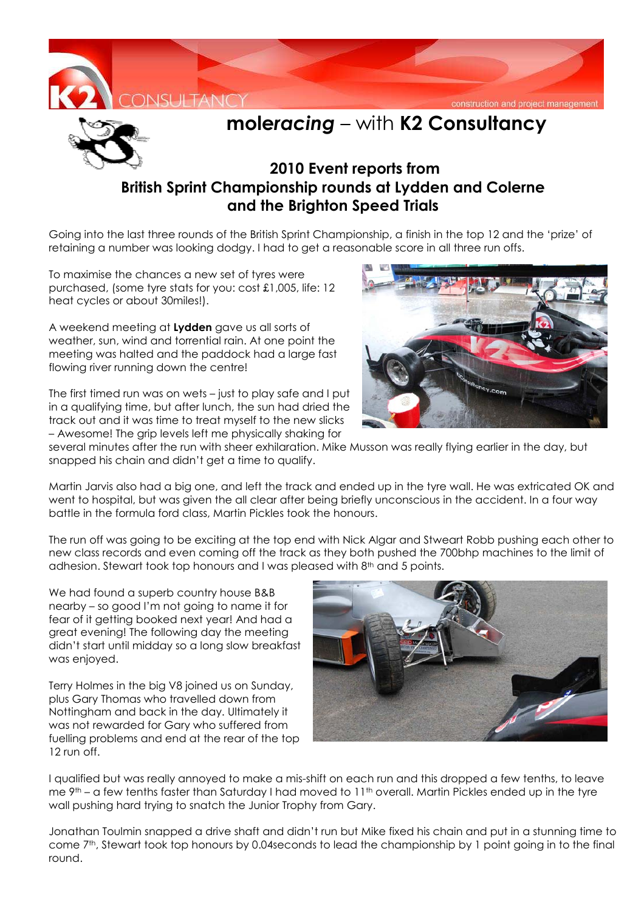# mole*racing* – with **K2 Consultancy**

## 2010 Event reports from British Sprint Championship rounds at Lydden and Colerne and the Brighton Speed Trials

Going into the last three rounds of the British Sprint Championship, a finish in the top 12 and the 'prize' of retaining a number was looking dodgy. I had to get a reasonable score in all three run offs.

To maximise the chances a new set of tyres were purchased, (some tyre stats for you: cost £1,005, life: 12 heat cycles or about 30miles!).

A weekend meeting at **Lydden** gave us all sorts of weather, sun, wind and torrential rain. At one point the meeting was halted and the paddock had a large fast flowing river running down the centre!

The first timed run was on wets – just to play safe and I put in a qualifying time, but after lunch, the sun had dried the track out and it was time to treat myself to the new slicks – Awesome! The grip levels left me physically shaking for several minutes after the run with sheer exhilaration. Mike Musson was really flying earlier in the day, but snapped his chain and didn't get a time to qualify.

Martin Jarvis also had a big one, and left the track and ended up in the tyre wall. He was extricated OK and went to hospital, but was given the all clear after being briefly unconscious in the accident. In a four way battle in the formula ford class, Martin Pickles took the honours.

The run off was going to be exciting at the top end with Nick Algar and Stweart Robb pushing each other to new class records and even coming off the track as they both pushed the 700bhp machines to the limit of adhesion. Stewart took top honours and I was pleased with 8th and 5 points.

We had found a superb country house B&B nearby – so good I'm not going to name it for fear of it getting booked next year! And had a great evening! The following day the meeting didn't start until midday so a long slow breakfast was enjoyed.

Terry Holmes in the big V8 joined us on Sunday, plus Gary Thomas who travelled down from Nottingham and back in the day. Ultimately it was not rewarded for Gary who suffered from fuelling problems and end at the rear of the top 12 run off.

I qualified but was really annoyed to make a mis-shift on each run and this dropped a few tenths, to leave me 9th – a few tenths faster than Saturday I had moved to 11th overall. Martin Pickles ended up in the tyre wall pushing hard trying to snatch the Junior Trophy from Gary.

Jonathan Toulmin snapped a drive shaft and didn't run but Mike fixed his chain and put in a stunning time to come 7th, Stewart took top honours by 0.04seconds to lead the championship by 1 point going in to the final round.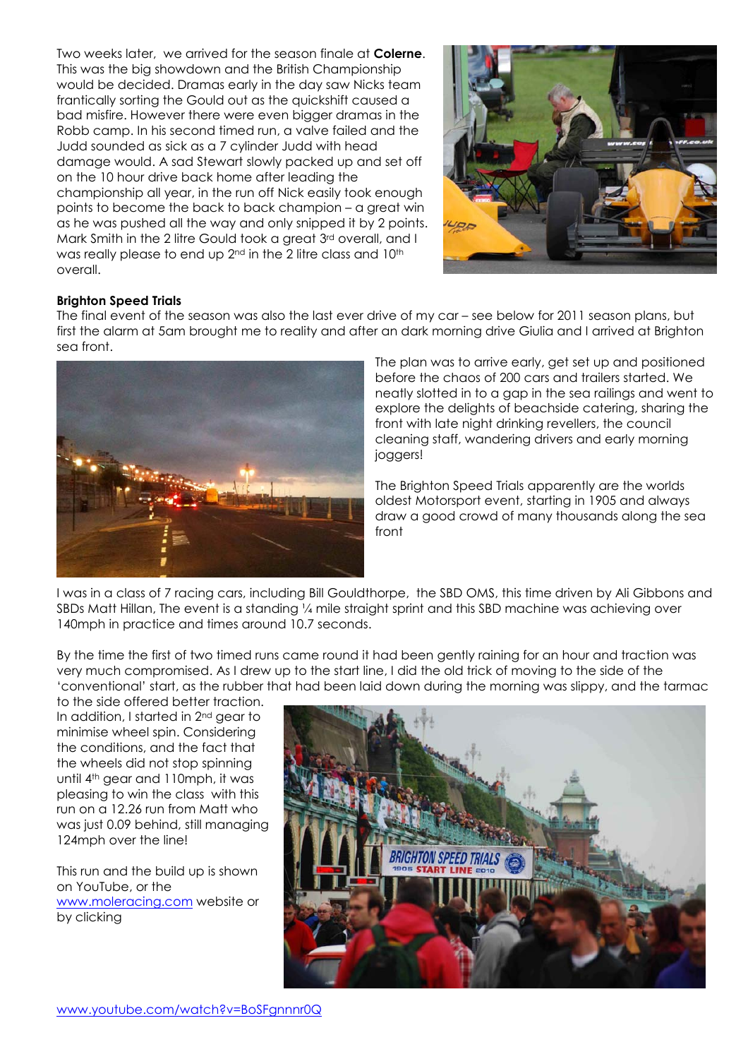Two weeks later, we arrived for the season finale at **Colerne**. This was the big showdown and the British Championship would be decided. Dramas early in the day saw Nicks team frantically sorting the Gould out as the quickshift caused a bad misfire. However there were even bigger dramas in the Robb camp. In his second timed run, a valve failed and the Judd sounded as sick as a 7 cylinder Judd with head damage would. A sad Stewart slowly packed up and set off on the 10 hour drive back home after leading the championship all year, in the run off Nick easily took enough points to become the back to back champion – a great win as he was pushed all the way and only snipped it by 2 points. Mark Smith in the 2 litre Gould took a great 3rd overall, and I was really please to end up 2nd in the 2 litre class and 10th overall.

**Brighton Speed Trials**

The final event of the season was also the last ever drive of my car – see below for 2011 season plans, but first the alarm at 5am brought me to reality and after an dark morning drive Giulia and I arrived at Brighton sea front.

The plan was to arrive early, get set up and positioned before the chaos of 200 cars and trailers started. We neatly slotted in to a gap in the sea railings and went to explore the delights of beachside catering, sharing the front with late night drinking revellers, the council cleaning staff, wandering drivers and early morning joggers!

The Brighton Speed Trials apparently are the worlds oldest Motorsport event, starting in 1905 and always draw a good crowd of many thousands along the sea front

I was in a class of 7 racing cars, including Bill Gouldthorpe, the SBD OMS, this time driven by Ali Gibbons and SBDs Matt Hillan, The event is a standing ¼ mile straight sprint and this SBD machine was achieving over 140mph in practice and times around 10.7 seconds.

By the time the first of two timed runs came round it had been gently raining for an hour and traction was very much compromised. As I drew up to the start line, I did the old trick of moving to the side of the 'conventional' start, as the rubber that had been laid down during the morning was slippy, and the tarmac to the side offered better traction. In addition, I started in 2nd gear to minimise wheel spin. Considering the conditions, and the fact that the wheels did not stop spinning until 4th gear and 110mph, it was pleasing to win the class with this run on a 12.26 run from Matt who was just 0.09 behind, still managing 124mph over the line!

This run and the build up is shown on YouTube, or the www.moleracing.com website or by clicking

www.youtube.com/watch?v=BoSFgnnnr0Q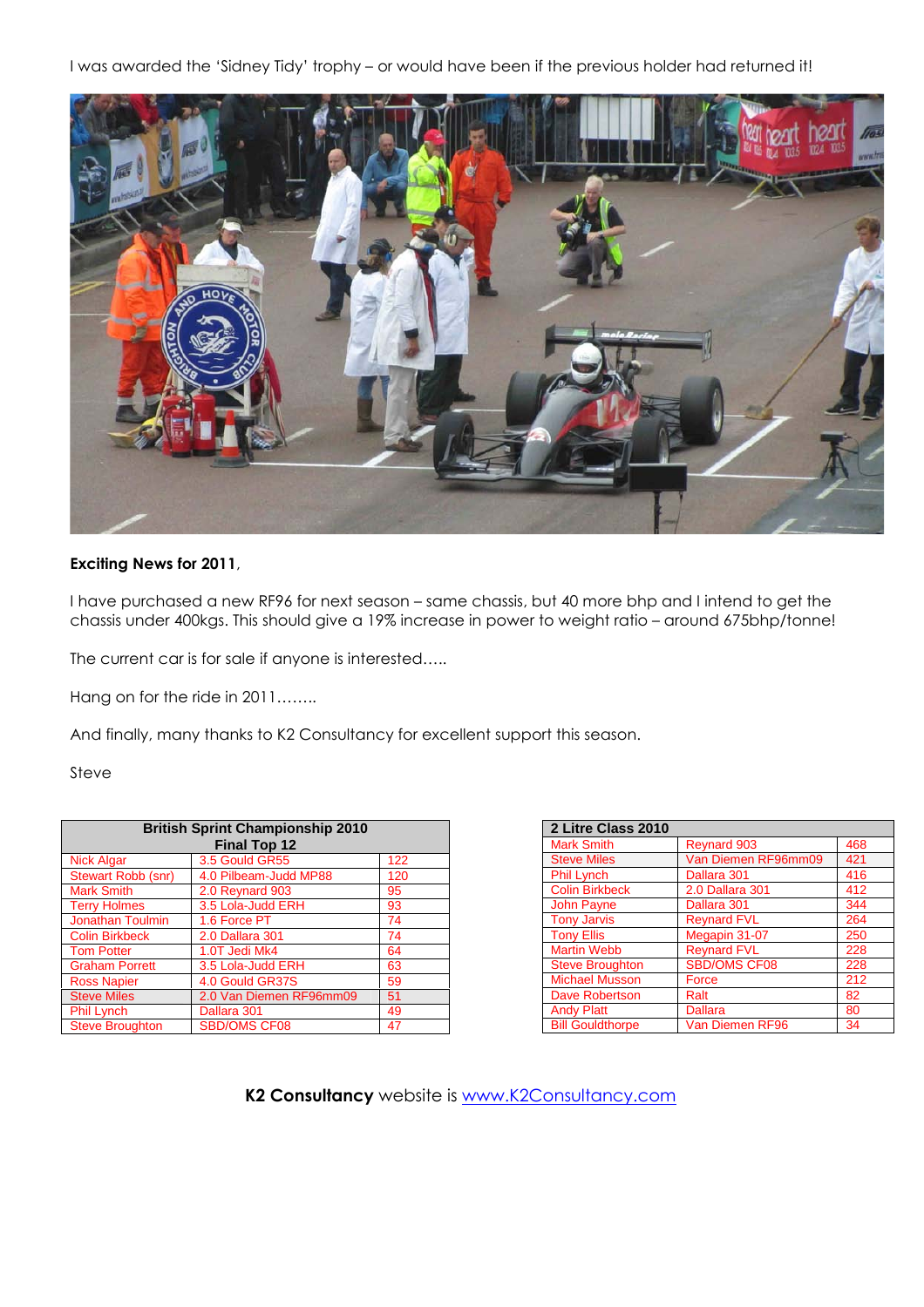I was awarded the 'Sidney Tidy' trophy – or would have been if the previous holder had returned it!

**Exciting News for 2011**,

I have purchased a new RF96 for next season – same chassis, but 40 more bhp and I intend to get the chassis under 400kgs. This should give a 19% increase in power to weight ratio – around 675bhp/tonne!

The current car is for sale if anyone is interested…..

Hang on for the ride in 2011……..

And finally, many thanks to K2 Consultancy for excellent support this season.

Steve

| British Sprint Championship 2010 Final Top 12 | | |
|---|---|---|
| Nick Algar | 3.5 Gould GR55 | 122 |
| Stewart Robb (snr) | 4.0 Pilbeam-Judd MP88 | 120 |
| Mark Smith | 2.0 Reynard 903 | 95 |
| Terry Holmes | 3.5 Lola-Judd ERH | 93 |
| Jonathan Toulmin | 1.6 Force PT | 74 |
| Colin Birkbeck | 2.0 Dallara 301 | 74 |
| Tom Potter | 1.0T Jedi Mk4 | 64 |
| Graham Porrett | 3.5 Lola-Judd ERH | 63 |
| Ross Napier | 4.0 Gould GR37S | 59 |
| Steve Miles | 2.0 Van Diemen RF96mm09 | 51 |
| Phil Lynch | Dallara 301 | 49 |
| Steve Broughton | SBD/OMS CF08 | 47 |

| 2 Litre Class 2010 | | |
|---|---|---|
| Mark Smith | Reynard 903 | 468 |
| Steve Miles | Van Diemen RF96mm09 | 421 |
| Phil Lynch | Dallara 301 | 416 |
| Colin Birkbeck | 2.0 Dallara 301 | 412 |
| John Payne | Dallara 301 | 344 |
| Tony Jarvis | Reynard FVL | 264 |
| Tony Ellis | Megapin 31-07 | 250 |
| Martin Webb | Reynard FVL | 228 |
| Steve Broughton | SBD/OMS CF08 | 228 |
| Michael Musson | Force | 212 |
| Dave Robertson | Ralt | 82 |
| Andy Platt | Dallara | 80 |
| Bill Gouldthorpe | Van Diemen RF96 | 34 |

**K2 Consultancy** website is [www.K2Consultancy.com](http://www.K2Consultancy.com)